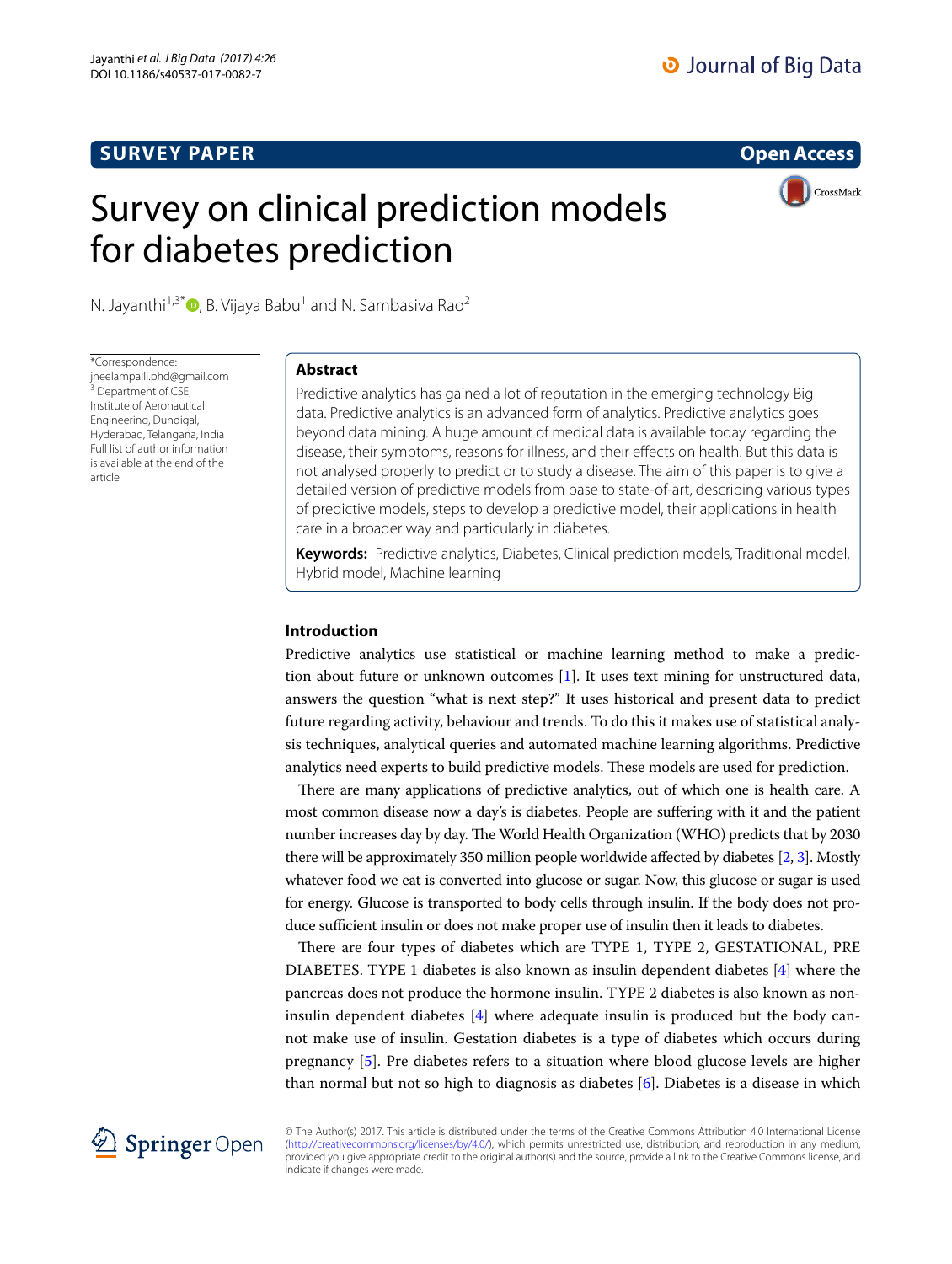**SURVEY PAPER** **Open Access**

# Survey on clinical prediction models for diabetes prediction

N. Jayanthi[1,3*], B. Vijaya Babu[1] and N. Sambasiva Rao[2]

*Correspondence: jneelampalli.phd@gmail.com
[3] Department of CSE, Institute of Aeronautical Engineering, Dundigal, Hyderabad, Telangana, India
Full list of author information is available at the end of the article

## Abstract

Predictive analytics has gained a lot of reputation in the emerging technology Big data. Predictive analytics is an advanced form of analytics. Predictive analytics goes beyond data mining. A huge amount of medical data is available today regarding the disease, their symptoms, reasons for illness, and their effects on health. But this data is not analysed properly to predict or to study a disease. The aim of this paper is to give a detailed version of predictive models from base to state-of-art, describing various types of predictive models, steps to develop a predictive model, their applications in health care in a broader way and particularly in diabetes.

**Keywords:** Predictive analytics, Diabetes, Clinical prediction models, Traditional model, Hybrid model, Machine learning

## Introduction

Predictive analytics use statistical or machine learning method to make a prediction about future or unknown outcomes [1]. It uses text mining for unstructured data, answers the question "what is next step?" It uses historical and present data to predict future regarding activity, behaviour and trends. To do this it makes use of statistical analysis techniques, analytical queries and automated machine learning algorithms. Predictive analytics need experts to build predictive models. These models are used for prediction.

There are many applications of predictive analytics, out of which one is health care. A most common disease now a day's is diabetes. People are suffering with it and the patient number increases day by day. The World Health Organization (WHO) predicts that by 2030 there will be approximately 350 million people worldwide affected by diabetes [2, 3]. Mostly whatever food we eat is converted into glucose or sugar. Now, this glucose or sugar is used for energy. Glucose is transported to body cells through insulin. If the body does not produce sufficient insulin or does not make proper use of insulin then it leads to diabetes.

There are four types of diabetes which are TYPE 1, TYPE 2, GESTATIONAL, PRE DIABETES. TYPE 1 diabetes is also known as insulin dependent diabetes [4] where the pancreas does not produce the hormone insulin. TYPE 2 diabetes is also known as non-insulin dependent diabetes [4] where adequate insulin is produced but the body cannot make use of insulin. Gestation diabetes is a type of diabetes which occurs during pregnancy [5]. Pre diabetes refers to a situation where blood glucose levels are higher than normal but not so high to diagnosis as diabetes [6]. Diabetes is a disease in which

© The Author(s) 2017. This article is distributed under the terms of the Creative Commons Attribution 4.0 International License (http://creativecommons.org/licenses/by/4.0/), which permits unrestricted use, distribution, and reproduction in any medium, provided you give appropriate credit to the original author(s) and the source, provide a link to the Creative Commons license, and indicate if changes were made.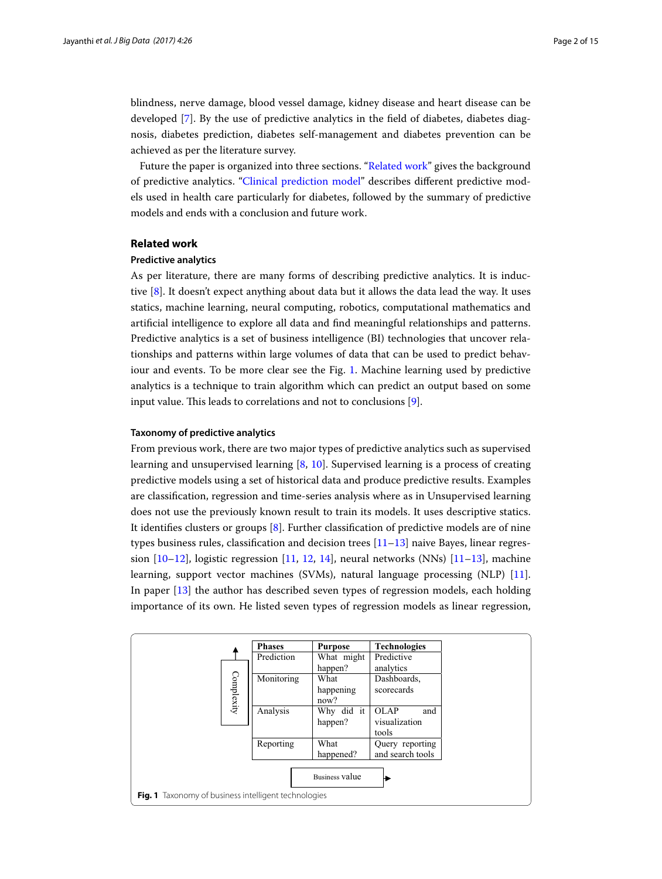blindness, nerve damage, blood vessel damage, kidney disease and heart disease can be developed [7]. By the use of predictive analytics in the field of diabetes, diabetes diagnosis, diabetes prediction, diabetes self-management and diabetes prevention can be achieved as per the literature survey.

Future the paper is organized into three sections. "Related work" gives the background of predictive analytics. "Clinical prediction model" describes different predictive models used in health care particularly for diabetes, followed by the summary of predictive models and ends with a conclusion and future work.

## Related work

### Predictive analytics

As per literature, there are many forms of describing predictive analytics. It is inductive [8]. It doesn't expect anything about data but it allows the data lead the way. It uses statics, machine learning, neural computing, robotics, computational mathematics and artificial intelligence to explore all data and find meaningful relationships and patterns. Predictive analytics is a set of business intelligence (BI) technologies that uncover relationships and patterns within large volumes of data that can be used to predict behaviour and events. To be more clear see the Fig. 1. Machine learning used by predictive analytics is a technique to train algorithm which can predict an output based on some input value. This leads to correlations and not to conclusions [9].

### Taxonomy of predictive analytics

From previous work, there are two major types of predictive analytics such as supervised learning and unsupervised learning [8, 10]. Supervised learning is a process of creating predictive models using a set of historical data and produce predictive results. Examples are classification, regression and time-series analysis where as in Unsupervised learning does not use the previously known result to train its models. It uses descriptive statics. It identifies clusters or groups [8]. Further classification of predictive models are of nine types business rules, classification and decision trees [11–13] naive Bayes, linear regression [10–12], logistic regression [11, 12, 14], neural networks (NNs) [11–13], machine learning, support vector machines (SVMs), natural language processing (NLP) [11]. In paper [13] the author has described seven types of regression models, each holding importance of its own. He listed seven types of regression models as linear regression,

| Phases | Purpose | Technologies |
|---|---|---|
| Prediction | What might happen? | Predictive analytics |
| Monitoring | What happening now? | Dashboards, scorecards |
| Analysis | Why did it happen? | OLAP and visualization tools |
| Reporting | What happened? | Query reporting and search tools |

Complexity (↑) — Business value (→)

**Fig. 1** Taxonomy of business intelligent technologies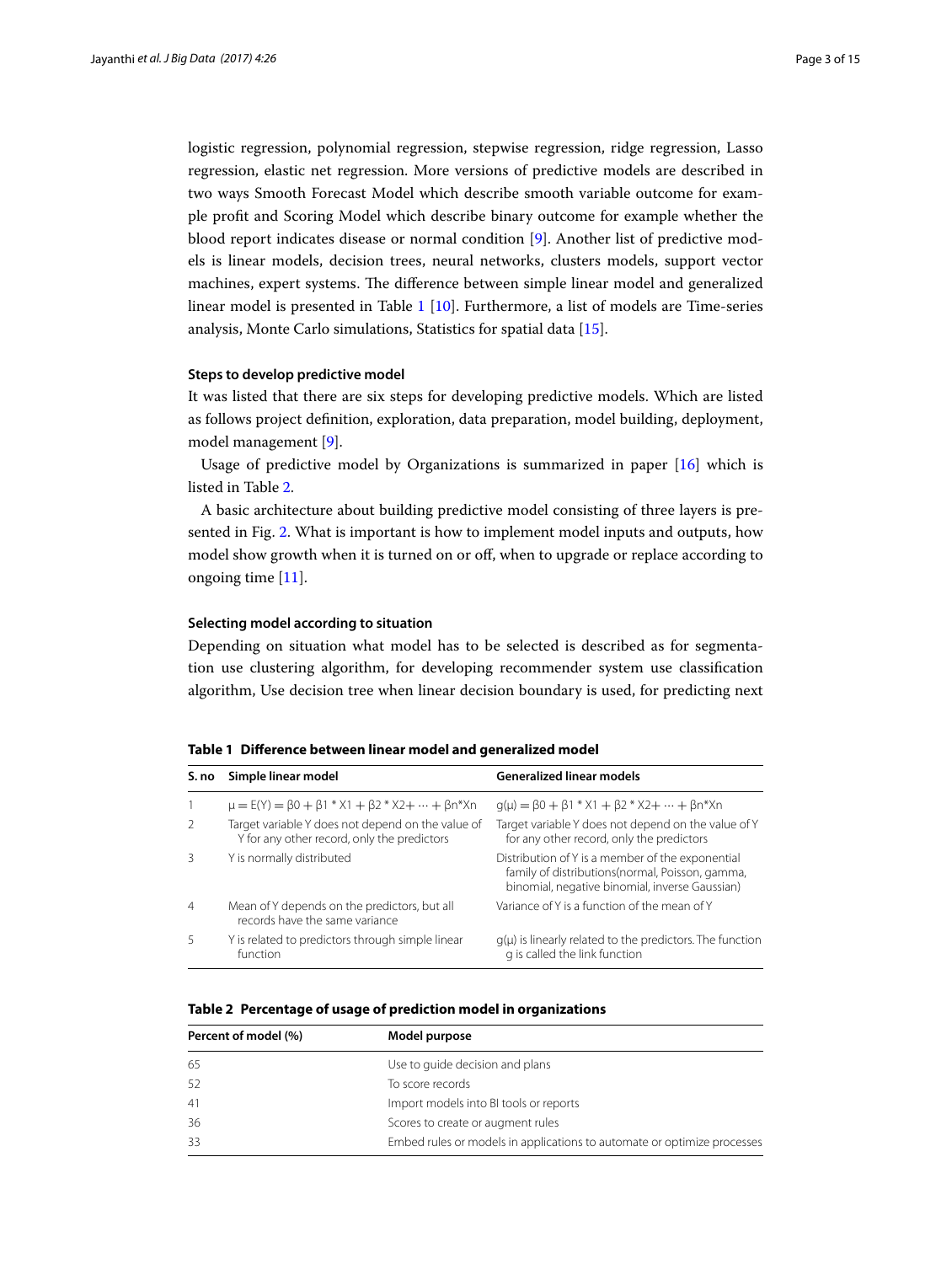logistic regression, polynomial regression, stepwise regression, ridge regression, Lasso regression, elastic net regression. More versions of predictive models are described in two ways Smooth Forecast Model which describe smooth variable outcome for example profit and Scoring Model which describe binary outcome for example whether the blood report indicates disease or normal condition [9]. Another list of predictive models is linear models, decision trees, neural networks, clusters models, support vector machines, expert systems. The difference between simple linear model and generalized linear model is presented in Table 1 [10]. Furthermore, a list of models are Time-series analysis, Monte Carlo simulations, Statistics for spatial data [15].

### Steps to develop predictive model

It was listed that there are six steps for developing predictive models. Which are listed as follows project definition, exploration, data preparation, model building, deployment, model management [9].

Usage of predictive model by Organizations is summarized in paper [16] which is listed in Table 2.

A basic architecture about building predictive model consisting of three layers is presented in Fig. 2. What is important is how to implement model inputs and outputs, how model show growth when it is turned on or off, when to upgrade or replace according to ongoing time [11].

### Selecting model according to situation

Depending on situation what model has to be selected is described as for segmentation use clustering algorithm, for developing recommender system use classification algorithm, Use decision tree when linear decision boundary is used, for predicting next

**Table 1 Difference between linear model and generalized model**

| S. no | Simple linear model | Generalized linear models |
|---|---|---|
| 1 | $\mu = E(Y) = \beta 0 + \beta 1 * X1 + \beta 2 * X2 + \cdots + \beta n * Xn$ | $g(\mu) = \beta 0 + \beta 1 * X1 + \beta 2 * X2 + \cdots + \beta n * Xn$ |
| 2 | Target variable Y does not depend on the value of Y for any other record, only the predictors | Target variable Y does not depend on the value of Y for any other record, only the predictors |
| 3 | Y is normally distributed | Distribution of Y is a member of the exponential family of distributions(normal, Poisson, gamma, binomial, negative binomial, inverse Gaussian) |
| 4 | Mean of Y depends on the predictors, but all records have the same variance | Variance of Y is a function of the mean of Y |
| 5 | Y is related to predictors through simple linear function | $g(\mu)$ is linearly related to the predictors. The function g is called the link function |

**Table 2 Percentage of usage of prediction model in organizations**

| Percent of model (%) | Model purpose |
|---|---|
| 65 | Use to guide decision and plans |
| 52 | To score records |
| 41 | Import models into BI tools or reports |
| 36 | Scores to create or augment rules |
| 33 | Embed rules or models in applications to automate or optimize processes |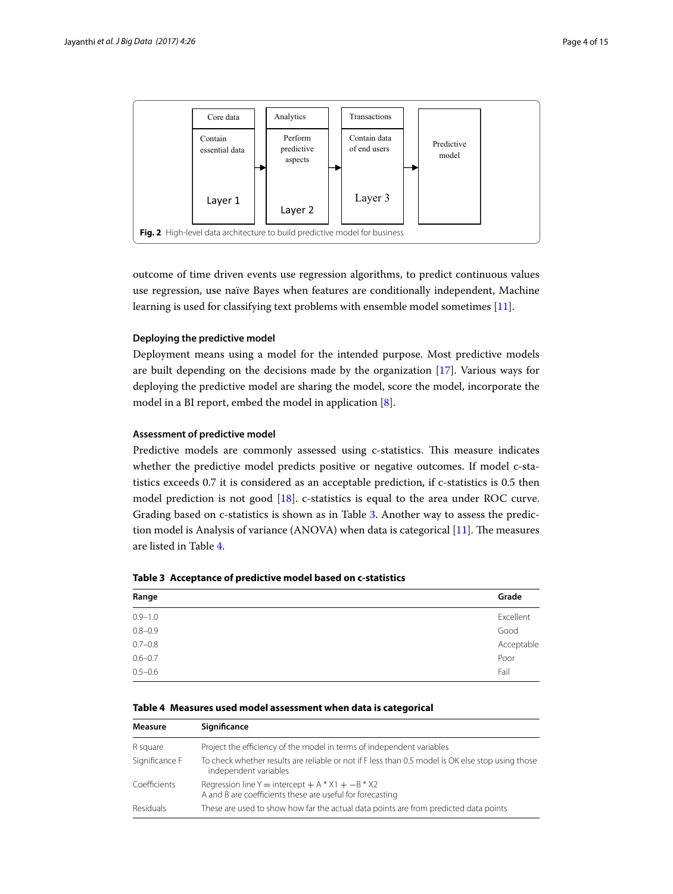Core data

Contain essential data

Layer 1

Analytics

Perform predictive aspects

Layer 2

Transactions

Contain data of end users

Layer 3

Predictive model

**Fig. 2** High-level data architecture to build predictive model for business

outcome of time driven events use regression algorithms, to predict continuous values use regression, use naïve Bayes when features are conditionally independent, Machine learning is used for classifying text problems with ensemble model sometimes [11].

#### Deploying the predictive model

Deployment means using a model for the intended purpose. Most predictive models are built depending on the decisions made by the organization [17]. Various ways for deploying the predictive model are sharing the model, score the model, incorporate the model in a BI report, embed the model in application [8].

#### Assessment of predictive model

Predictive models are commonly assessed using c-statistics. This measure indicates whether the predictive model predicts positive or negative outcomes. If model c-statistics exceeds 0.7 it is considered as an acceptable prediction, if c-statistics is 0.5 then model prediction is not good [18]. c-statistics is equal to the area under ROC curve. Grading based on c-statistics is shown as in Table 3. Another way to assess the prediction model is Analysis of variance (ANOVA) when data is categorical [11]. The measures are listed in Table 4.

**Table 3 Acceptance of predictive model based on c-statistics**

| Range | Grade |
|---|---|
| 0.9–1.0 | Excellent |
| 0.8–0.9 | Good |
| 0.7–0.8 | Acceptable |
| 0.6–0.7 | Poor |
| 0.5–0.6 | Fail |

**Table 4 Measures used model assessment when data is categorical**

| Measure | Significance |
|---|---|
| R square | Project the efficiency of the model in terms of independent variables |
| Significance F | To check whether results are reliable or not if F less than 0.5 model is OK else stop using those independent variables |
| Coefficients | Regression line $Y = \text{intercept} + A * X1 + -B * X2$<br>A and B are coefficients these are useful for forecasting |
| Residuals | These are used to show how far the actual data points are from predicted data points |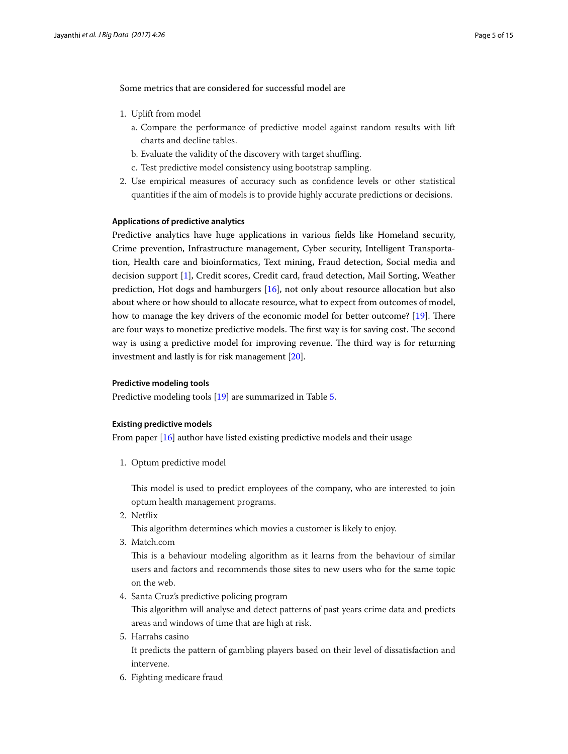Some metrics that are considered for successful model are

1. Uplift from model
   a. Compare the performance of predictive model against random results with lift charts and decline tables.
   b. Evaluate the validity of the discovery with target shuffling.
   c. Test predictive model consistency using bootstrap sampling.
2. Use empirical measures of accuracy such as confidence levels or other statistical quantities if the aim of models is to provide highly accurate predictions or decisions.

#### Applications of predictive analytics

Predictive analytics have huge applications in various fields like Homeland security, Crime prevention, Infrastructure management, Cyber security, Intelligent Transportation, Health care and bioinformatics, Text mining, Fraud detection, Social media and decision support [1], Credit scores, Credit card, fraud detection, Mail Sorting, Weather prediction, Hot dogs and hamburgers [16], not only about resource allocation but also about where or how should to allocate resource, what to expect from outcomes of model, how to manage the key drivers of the economic model for better outcome? [19]. There are four ways to monetize predictive models. The first way is for saving cost. The second way is using a predictive model for improving revenue. The third way is for returning investment and lastly is for risk management [20].

#### Predictive modeling tools

Predictive modeling tools [19] are summarized in Table 5.

#### Existing predictive models

From paper [16] author have listed existing predictive models and their usage

1. Optum predictive model

   This model is used to predict employees of the company, who are interested to join optum health management programs.
2. Netflix

   This algorithm determines which movies a customer is likely to enjoy.
3. Match.com

   This is a behaviour modeling algorithm as it learns from the behaviour of similar users and factors and recommends those sites to new users who for the same topic on the web.
4. Santa Cruz's predictive policing program

   This algorithm will analyse and detect patterns of past years crime data and predicts areas and windows of time that are high at risk.
5. Harrahs casino

   It predicts the pattern of gambling players based on their level of dissatisfaction and intervene.
6. Fighting medicare fraud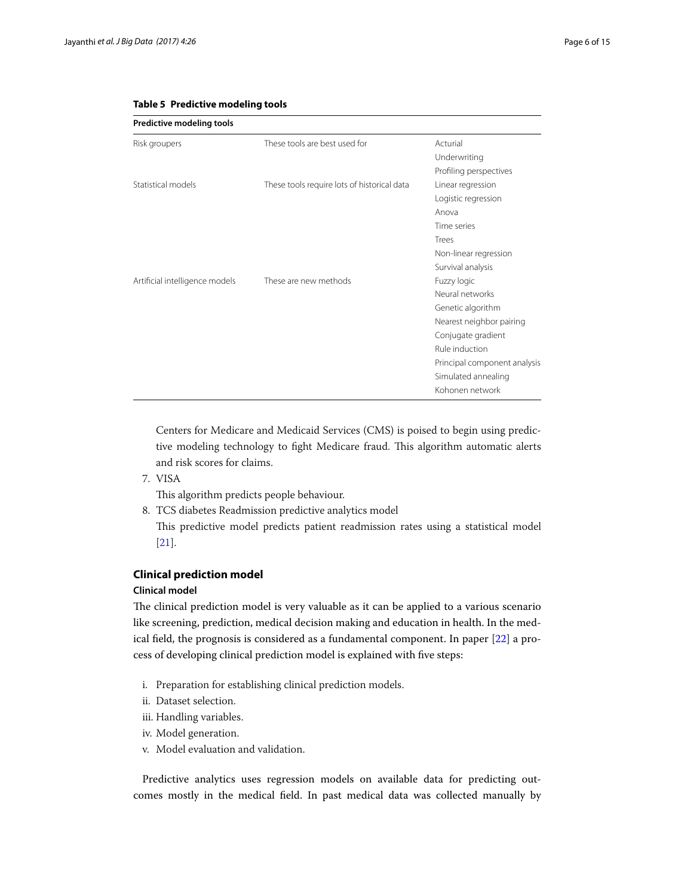**Table 5 Predictive modeling tools**

| Predictive modeling tools | | |
|---|---|---|
| Risk groupers | These tools are best used for | Acturial |
| | | Underwriting |
| | | Profiling perspectives |
| Statistical models | These tools require lots of historical data | Linear regression |
| | | Logistic regression |
| | | Anova |
| | | Time series |
| | | Trees |
| | | Non-linear regression |
| | | Survival analysis |
| Artificial intelligence models | These are new methods | Fuzzy logic |
| | | Neural networks |
| | | Genetic algorithm |
| | | Nearest neighbor pairing |
| | | Conjugate gradient |
| | | Rule induction |
| | | Principal component analysis |
| | | Simulated annealing |
| | | Kohonen network |

Centers for Medicare and Medicaid Services (CMS) is poised to begin using predictive modeling technology to fight Medicare fraud. This algorithm automatic alerts and risk scores for claims.

7. VISA

   This algorithm predicts people behaviour.

8. TCS diabetes Readmission predictive analytics model

   This predictive model predicts patient readmission rates using a statistical model [21].

## Clinical prediction model

### Clinical model

The clinical prediction model is very valuable as it can be applied to a various scenario like screening, prediction, medical decision making and education in health. In the medical field, the prognosis is considered as a fundamental component. In paper [22] a process of developing clinical prediction model is explained with five steps:

i. Preparation for establishing clinical prediction models.
ii. Dataset selection.
iii. Handling variables.
iv. Model generation.
v. Model evaluation and validation.

Predictive analytics uses regression models on available data for predicting outcomes mostly in the medical field. In past medical data was collected manually by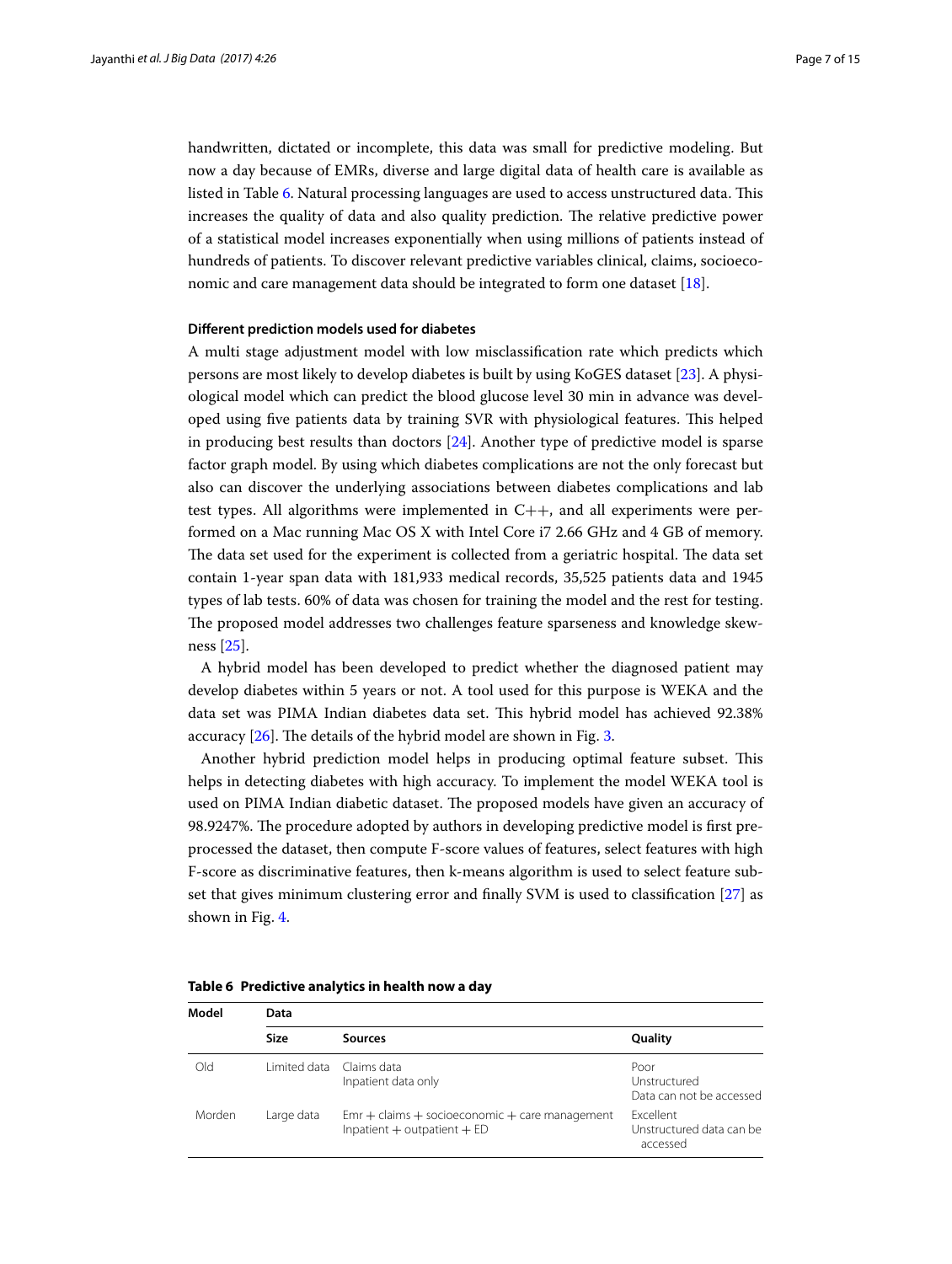handwritten, dictated or incomplete, this data was small for predictive modeling. But now a day because of EMRs, diverse and large digital data of health care is available as listed in Table 6. Natural processing languages are used to access unstructured data. This increases the quality of data and also quality prediction. The relative predictive power of a statistical model increases exponentially when using millions of patients instead of hundreds of patients. To discover relevant predictive variables clinical, claims, socioeconomic and care management data should be integrated to form one dataset [18].

### Different prediction models used for diabetes

A multi stage adjustment model with low misclassification rate which predicts which persons are most likely to develop diabetes is built by using KoGES dataset [23]. A physiological model which can predict the blood glucose level 30 min in advance was developed using five patients data by training SVR with physiological features. This helped in producing best results than doctors [24]. Another type of predictive model is sparse factor graph model. By using which diabetes complications are not the only forecast but also can discover the underlying associations between diabetes complications and lab test types. All algorithms were implemented in C++, and all experiments were performed on a Mac running Mac OS X with Intel Core i7 2.66 GHz and 4 GB of memory. The data set used for the experiment is collected from a geriatric hospital. The data set contain 1-year span data with 181,933 medical records, 35,525 patients data and 1945 types of lab tests. 60% of data was chosen for training the model and the rest for testing. The proposed model addresses two challenges feature sparseness and knowledge skewness [25].

A hybrid model has been developed to predict whether the diagnosed patient may develop diabetes within 5 years or not. A tool used for this purpose is WEKA and the data set was PIMA Indian diabetes data set. This hybrid model has achieved 92.38% accuracy [26]. The details of the hybrid model are shown in Fig. 3.

Another hybrid prediction model helps in producing optimal feature subset. This helps in detecting diabetes with high accuracy. To implement the model WEKA tool is used on PIMA Indian diabetic dataset. The proposed models have given an accuracy of 98.9247%. The procedure adopted by authors in developing predictive model is first preprocessed the dataset, then compute F-score values of features, select features with high F-score as discriminative features, then k-means algorithm is used to select feature subset that gives minimum clustering error and finally SVM is used to classification [27] as shown in Fig. 4.

**Table 6 Predictive analytics in health now a day**

| Model | Data | | |
|---|---|---|---|
| | **Size** | **Sources** | **Quality** |
| Old | Limited data | Claims data<br>Inpatient data only | Poor<br>Unstructured<br>Data can not be accessed |
| Morden | Large data | Emr + claims + socioeconomic + care management<br>Inpatient + outpatient + ED | Excellent<br>Unstructured data can be accessed |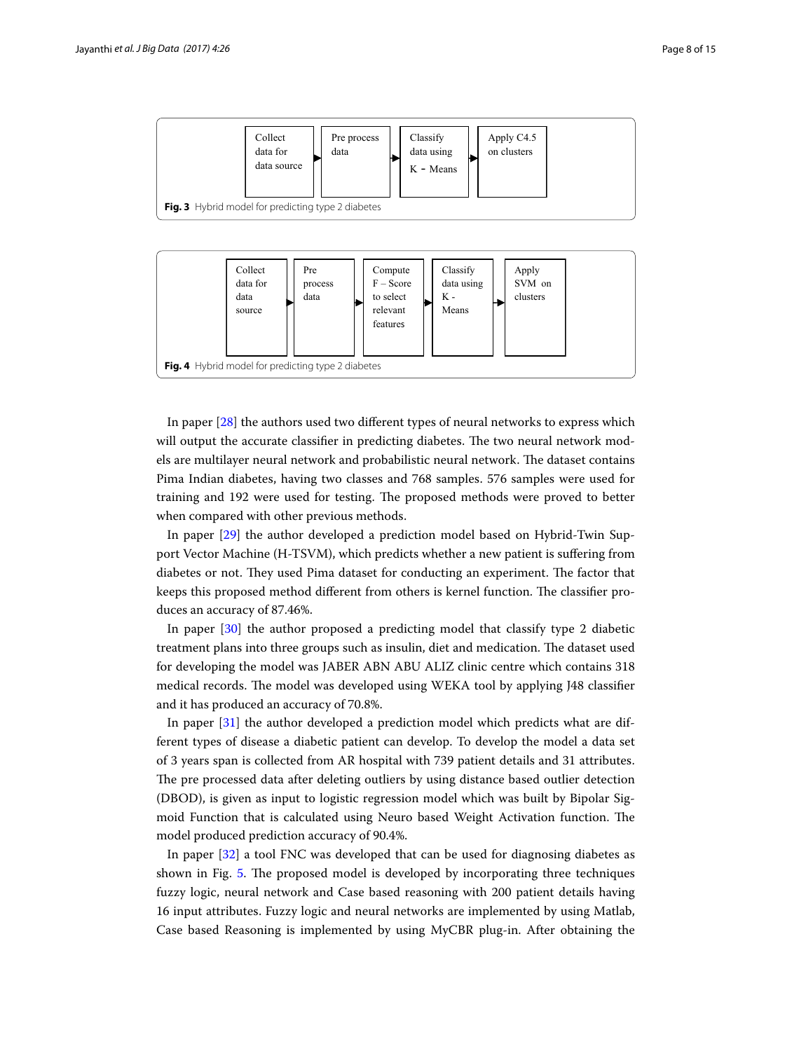Collect data for data source → Pre process data → Classify data using K - Means → Apply C4.5 on clusters

**Fig. 3** Hybrid model for predicting type 2 diabetes

Collect data for data source → Pre process data → Compute F – Score to select relevant features → Classify data using K - Means → Apply SVM on clusters

**Fig. 4** Hybrid model for predicting type 2 diabetes

In paper [28] the authors used two different types of neural networks to express which will output the accurate classifier in predicting diabetes. The two neural network models are multilayer neural network and probabilistic neural network. The dataset contains Pima Indian diabetes, having two classes and 768 samples. 576 samples were used for training and 192 were used for testing. The proposed methods were proved to better when compared with other previous methods.

In paper [29] the author developed a prediction model based on Hybrid-Twin Support Vector Machine (H-TSVM), which predicts whether a new patient is suffering from diabetes or not. They used Pima dataset for conducting an experiment. The factor that keeps this proposed method different from others is kernel function. The classifier produces an accuracy of 87.46%.

In paper [30] the author proposed a predicting model that classify type 2 diabetic treatment plans into three groups such as insulin, diet and medication. The dataset used for developing the model was JABER ABN ABU ALIZ clinic centre which contains 318 medical records. The model was developed using WEKA tool by applying J48 classifier and it has produced an accuracy of 70.8%.

In paper [31] the author developed a prediction model which predicts what are different types of disease a diabetic patient can develop. To develop the model a data set of 3 years span is collected from AR hospital with 739 patient details and 31 attributes. The pre processed data after deleting outliers by using distance based outlier detection (DBOD), is given as input to logistic regression model which was built by Bipolar Sigmoid Function that is calculated using Neuro based Weight Activation function. The model produced prediction accuracy of 90.4%.

In paper [32] a tool FNC was developed that can be used for diagnosing diabetes as shown in Fig. 5. The proposed model is developed by incorporating three techniques fuzzy logic, neural network and Case based reasoning with 200 patient details having 16 input attributes. Fuzzy logic and neural networks are implemented by using Matlab, Case based Reasoning is implemented by using MyCBR plug-in. After obtaining the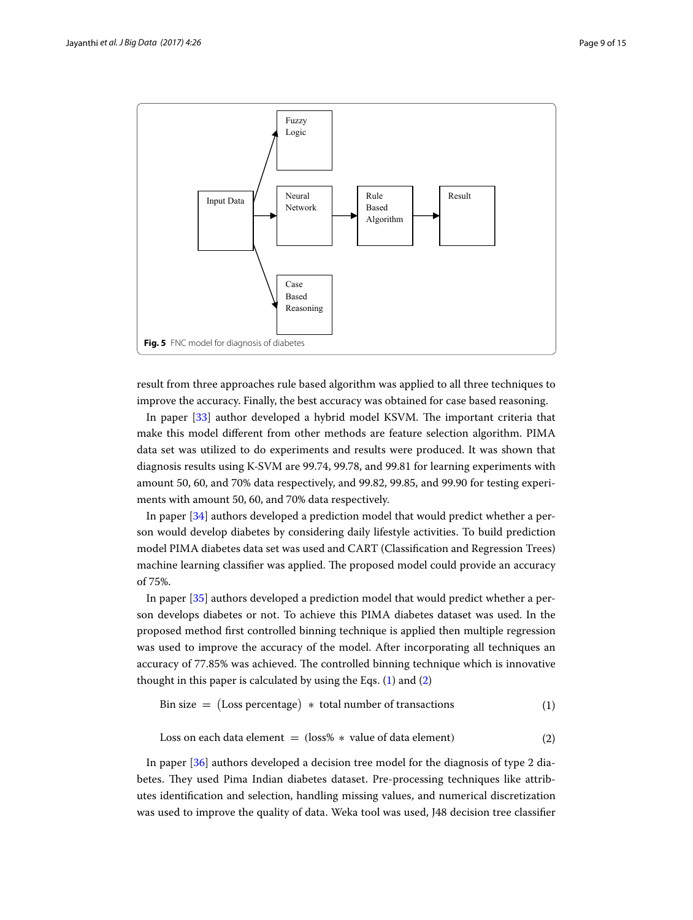Fig. 5 FNC model for diagnosis of diabetes

result from three approaches rule based algorithm was applied to all three techniques to improve the accuracy. Finally, the best accuracy was obtained for case based reasoning.

In paper [33] author developed a hybrid model KSVM. The important criteria that make this model different from other methods are feature selection algorithm. PIMA data set was utilized to do experiments and results were produced. It was shown that diagnosis results using K-SVM are 99.74, 99.78, and 99.81 for learning experiments with amount 50, 60, and 70% data respectively, and 99.82, 99.85, and 99.90 for testing experiments with amount 50, 60, and 70% data respectively.

In paper [34] authors developed a prediction model that would predict whether a person would develop diabetes by considering daily lifestyle activities. To build prediction model PIMA diabetes data set was used and CART (Classification and Regression Trees) machine learning classifier was applied. The proposed model could provide an accuracy of 75%.

In paper [35] authors developed a prediction model that would predict whether a person develops diabetes or not. To achieve this PIMA diabetes dataset was used. In the proposed method first controlled binning technique is applied then multiple regression was used to improve the accuracy of the model. After incorporating all techniques an accuracy of 77.85% was achieved. The controlled binning technique which is innovative thought in this paper is calculated by using the Eqs. (1) and (2)

$$\text{Bin size} = (\text{Loss percentage}) * \text{total number of transactions} \tag{1}$$

$$\text{Loss on each data element} = (\text{loss\%} * \text{value of data element}) \tag{2}$$

In paper [36] authors developed a decision tree model for the diagnosis of type 2 diabetes. They used Pima Indian diabetes dataset. Pre-processing techniques like attributes identification and selection, handling missing values, and numerical discretization was used to improve the quality of data. Weka tool was used, J48 decision tree classifier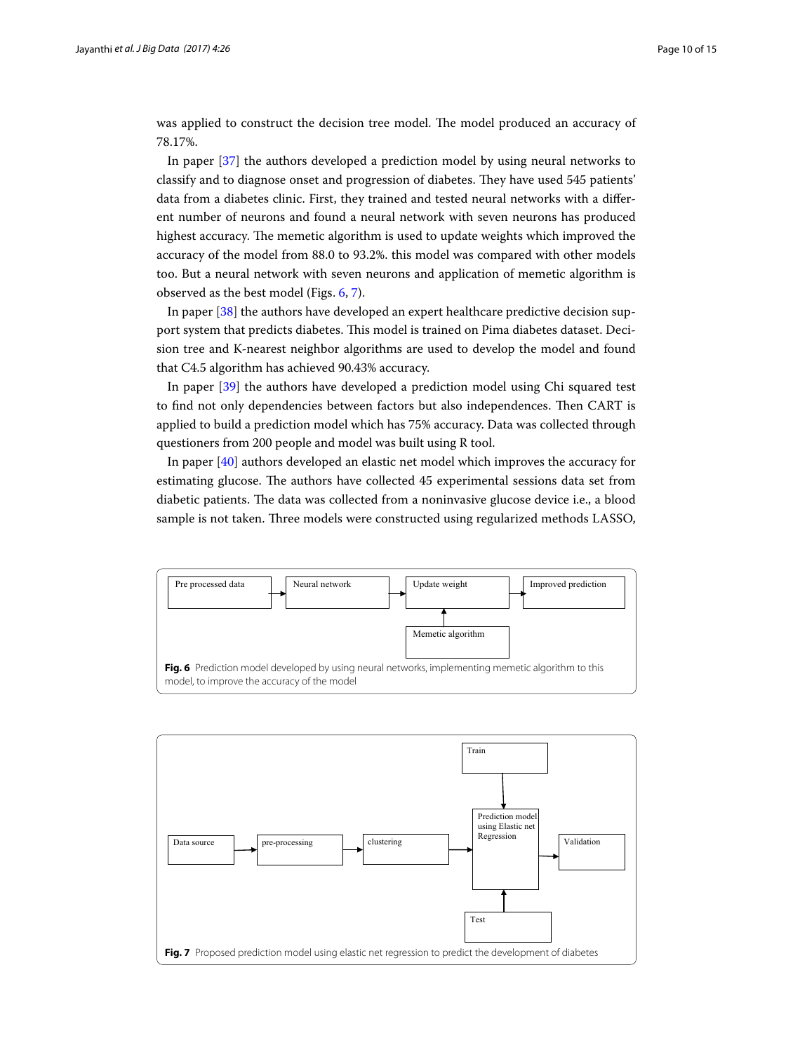was applied to construct the decision tree model. The model produced an accuracy of 78.17%.

In paper [37] the authors developed a prediction model by using neural networks to classify and to diagnose onset and progression of diabetes. They have used 545 patients' data from a diabetes clinic. First, they trained and tested neural networks with a different number of neurons and found a neural network with seven neurons has produced highest accuracy. The memetic algorithm is used to update weights which improved the accuracy of the model from 88.0 to 93.2%. this model was compared with other models too. But a neural network with seven neurons and application of memetic algorithm is observed as the best model (Figs. 6, 7).

In paper [38] the authors have developed an expert healthcare predictive decision support system that predicts diabetes. This model is trained on Pima diabetes dataset. Decision tree and K-nearest neighbor algorithms are used to develop the model and found that C4.5 algorithm has achieved 90.43% accuracy.

In paper [39] the authors have developed a prediction model using Chi squared test to find not only dependencies between factors but also independences. Then CART is applied to build a prediction model which has 75% accuracy. Data was collected through questioners from 200 people and model was built using R tool.

In paper [40] authors developed an elastic net model which improves the accuracy for estimating glucose. The authors have collected 45 experimental sessions data set from diabetic patients. The data was collected from a noninvasive glucose device i.e., a blood sample is not taken. Three models were constructed using regularized methods LASSO,

Pre processed data → Neural network → Update weight → Improved prediction

Memetic algorithm → Update weight

**Fig. 6** Prediction model developed by using neural networks, implementing memetic algorithm to this model, to improve the accuracy of the model

Data source → pre-processing → clustering → Prediction model using Elastic net Regression → Validation

Train → Prediction model using Elastic net Regression

Test → Prediction model using Elastic net Regression

**Fig. 7** Proposed prediction model using elastic net regression to predict the development of diabetes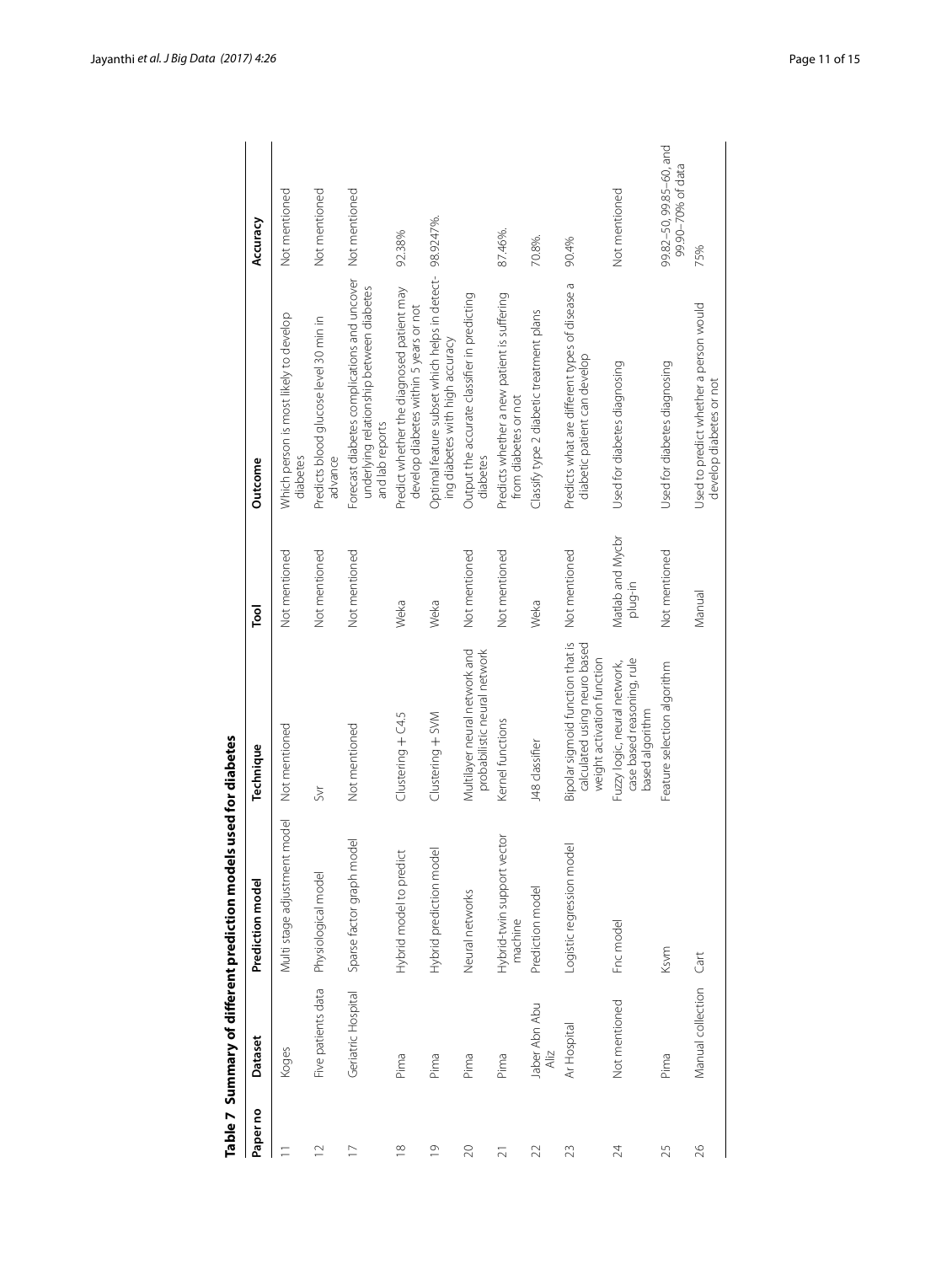**Table 7 Summary of different prediction models used for diabetes**

| Paper no | Dataset | Prediction model | Technique | Tool | Outcome | Accuracy |
|---|---|---|---|---|---|---|
| 11 | Koges | Multi stage adjustment model | Not mentioned | Not mentioned | Which person is most likely to develop diabetes | Not mentioned |
| 12 | Five patients data | Physiological model | Svr | Not mentioned | Predicts blood glucose level 30 min in advance | Not mentioned |
| 17 | Geriatric Hospital | Sparse factor graph model | Not mentioned | Not mentioned | Forecast diabetes complications and uncover underlying relationship between diabetes and lab reports | Not mentioned |
| 18 | Pima | Hybrid model to predict | Clustering + C4.5 | Weka | Predict whether the diagnosed patient may develop diabetes within 5 years or not | 92.38% |
| 19 | Pima | Hybrid prediction model | Clustering + SVM | Weka | Optimal feature subset which helps in detecting diabetes with high accuracy | 98.9247%. |
| 20 | Pima | Neural networks | Multilayer neural network and probabilistic neural network | Not mentioned | Output the accurate classifier in predicting diabetes | |
| 21 | Pima | Hybrid-twin support vector machine | Kernel functions | Not mentioned | Predicts whether a new patient is suffering from diabetes or not | 87.46%. |
| 22 | Jaber Abn Abu Aliz | Prediction model | J48 classifier | Weka | Classify type 2 diabetic treatment plans | 70.8%. |
| 23 | Ar Hospital | Logistic regression model | Bipolar sigmoid function that is calculated using neuro based weight activation function | Not mentioned | Predicts what are different types of disease a diabetic patient can develop | 90.4% |
| 24 | Not mentioned | Fnc model | Fuzzy logic, neural network, case based reasoning, rule based algorithm | Matlab and Mycbr plug-in | Used for diabetes diagnosing | Not mentioned |
| 25 | Pima | Ksvm | Feature selection algorithm | Not mentioned | Used for diabetes diagnosing | 99.82–50, 99.85–60, and 99.90–70% of data |
| 26 | Manual collection | Cart | | Manual | Used to predict whether a person would develop diabetes or not | 75% |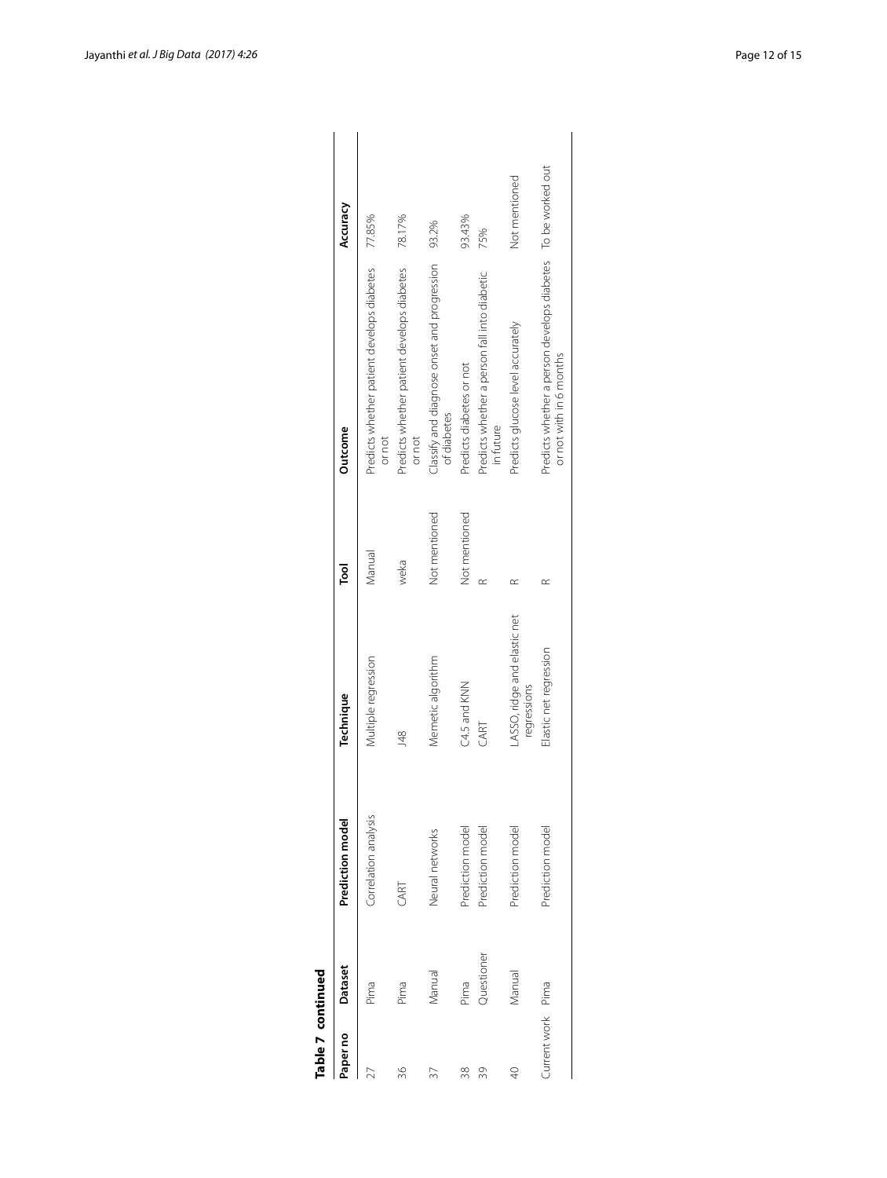**Table 7 continued**

| Paper no | Dataset | Prediction model | Technique | Tool | Outcome | Accuracy |
|---|---|---|---|---|---|---|
| 27 | Pima | Correlation analysis | Multiple regression | Manual | Predicts whether patient develops diabetes or not | 77.85% |
| 36 | Pima | CART | J48 | weka | Predicts whether patient develops diabetes or not | 78.17% |
| 37 | Manual | Neural networks | Memetic algorithm | Not mentioned | Classify and diagnose onset and progression of diabetes | 93.2% |
| 38 | Pima | Prediction model | C4.5 and KNN | Not mentioned | Predicts diabetes or not | 93.43% |
| 39 | Questioner | Prediction model | CART | R | Predicts whether a person fall into diabetic in future | 75% |
| 40 | Manual | Prediction model | LASSO, ridge and elastic net regressions | R | Predicts glucose level accurately | Not mentioned |
| Current work | Pima | Prediction model | Elastic net regression | R | Predicts whether a person develops diabetes or not with in 6 months | To be worked out |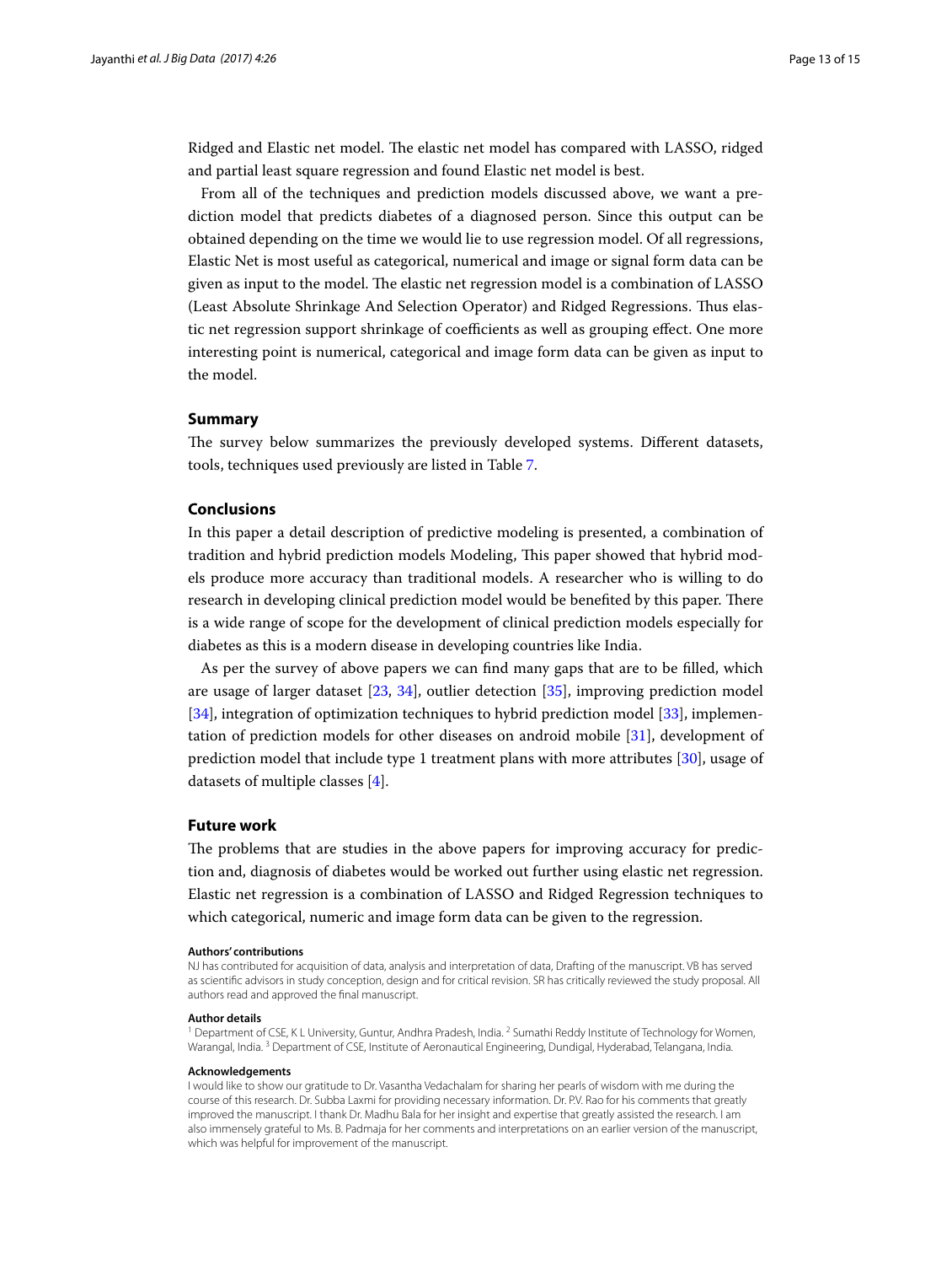Ridged and Elastic net model. The elastic net model has compared with LASSO, ridged and partial least square regression and found Elastic net model is best.

From all of the techniques and prediction models discussed above, we want a prediction model that predicts diabetes of a diagnosed person. Since this output can be obtained depending on the time we would lie to use regression model. Of all regressions, Elastic Net is most useful as categorical, numerical and image or signal form data can be given as input to the model. The elastic net regression model is a combination of LASSO (Least Absolute Shrinkage And Selection Operator) and Ridged Regressions. Thus elastic net regression support shrinkage of coefficients as well as grouping effect. One more interesting point is numerical, categorical and image form data can be given as input to the model.

## Summary

The survey below summarizes the previously developed systems. Different datasets, tools, techniques used previously are listed in Table 7.

## Conclusions

In this paper a detail description of predictive modeling is presented, a combination of tradition and hybrid prediction models Modeling, This paper showed that hybrid models produce more accuracy than traditional models. A researcher who is willing to do research in developing clinical prediction model would be benefited by this paper. There is a wide range of scope for the development of clinical prediction models especially for diabetes as this is a modern disease in developing countries like India.

As per the survey of above papers we can find many gaps that are to be filled, which are usage of larger dataset [23, 34], outlier detection [35], improving prediction model [34], integration of optimization techniques to hybrid prediction model [33], implementation of prediction models for other diseases on android mobile [31], development of prediction model that include type 1 treatment plans with more attributes [30], usage of datasets of multiple classes [4].

## Future work

The problems that are studies in the above papers for improving accuracy for prediction and, diagnosis of diabetes would be worked out further using elastic net regression. Elastic net regression is a combination of LASSO and Ridged Regression techniques to which categorical, numeric and image form data can be given to the regression.

#### Authors' contributions

NJ has contributed for acquisition of data, analysis and interpretation of data, Drafting of the manuscript. VB has served as scientific advisors in study conception, design and for critical revision. SR has critically reviewed the study proposal. All authors read and approved the final manuscript.

#### Author details

[1] Department of CSE, K L University, Guntur, Andhra Pradesh, India. [2] Sumathi Reddy Institute of Technology for Women, Warangal, India. [3] Department of CSE, Institute of Aeronautical Engineering, Dundigal, Hyderabad, Telangana, India.

#### Acknowledgements

I would like to show our gratitude to Dr. Vasantha Vedachalam for sharing her pearls of wisdom with me during the course of this research. Dr. Subba Laxmi for providing necessary information. Dr. P.V. Rao for his comments that greatly improved the manuscript. I thank Dr. Madhu Bala for her insight and expertise that greatly assisted the research. I am also immensely grateful to Ms. B. Padmaja for her comments and interpretations on an earlier version of the manuscript, which was helpful for improvement of the manuscript.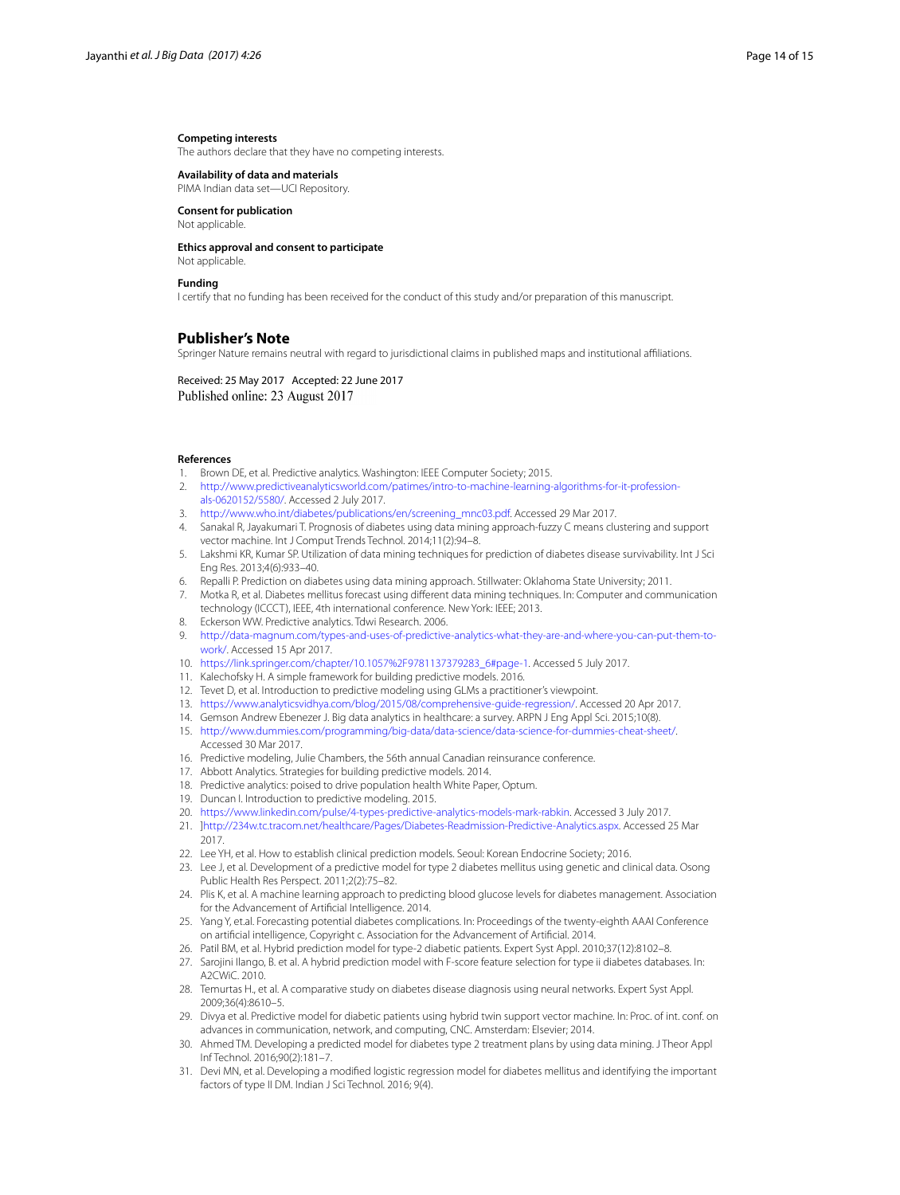#### Competing interests

The authors declare that they have no competing interests.

#### Availability of data and materials

PIMA Indian data set—UCI Repository.

#### Consent for publication

Not applicable.

#### Ethics approval and consent to participate

Not applicable.

#### Funding

I certify that no funding has been received for the conduct of this study and/or preparation of this manuscript.

### Publisher's Note

Springer Nature remains neutral with regard to jurisdictional claims in published maps and institutional affiliations.

Received: 25 May 2017 Accepted: 22 June 2017
Published online: 23 August 2017

#### References

1. Brown DE, et al. Predictive analytics. Washington: IEEE Computer Society; 2015.
2. http://www.predictiveanalyticsworld.com/patimes/intro-to-machine-learning-algorithms-for-it-professionals-0620152/5580/. Accessed 2 July 2017.
3. http://www.who.int/diabetes/publications/en/screening_mnc03.pdf. Accessed 29 Mar 2017.
4. Sanakal R, Jayakumari T. Prognosis of diabetes using data mining approach-fuzzy C means clustering and support vector machine. Int J Comput Trends Technol. 2014;11(2):94–8.
5. Lakshmi KR, Kumar SP. Utilization of data mining techniques for prediction of diabetes disease survivability. Int J Sci Eng Res. 2013;4(6):933–40.
6. Repalli P. Prediction on diabetes using data mining approach. Stillwater: Oklahoma State University; 2011.
7. Motka R, et al. Diabetes mellitus forecast using different data mining techniques. In: Computer and communication technology (ICCCT), IEEE, 4th international conference. New York: IEEE; 2013.
8. Eckerson WW. Predictive analytics. Tdwi Research. 2006.
9. http://data-magnum.com/types-and-uses-of-predictive-analytics-what-they-are-and-where-you-can-put-them-to-work/. Accessed 15 Apr 2017.
10. https://link.springer.com/chapter/10.1057%2F9781137379283_6#page-1. Accessed 5 July 2017.
11. Kalechofsky H. A simple framework for building predictive models. 2016.
12. Tevet D, et al. Introduction to predictive modeling using GLMs a practitioner's viewpoint.
13. https://www.analyticsvidhya.com/blog/2015/08/comprehensive-guide-regression/. Accessed 20 Apr 2017.
14. Gemson Andrew Ebenezer J. Big data analytics in healthcare: a survey. ARPN J Eng Appl Sci. 2015;10(8).
15. http://www.dummies.com/programming/big-data/data-science/data-science-for-dummies-cheat-sheet/. Accessed 30 Mar 2017.
16. Predictive modeling, Julie Chambers, the 56th annual Canadian reinsurance conference.
17. Abbott Analytics. Strategies for building predictive models. 2014.
18. Predictive analytics: poised to drive population health White Paper, Optum.
19. Duncan I. Introduction to predictive modeling. 2015.
20. https://www.linkedin.com/pulse/4-types-predictive-analytics-models-mark-rabkin. Accessed 3 July 2017.
21. ]http://234w.tc.tracom.net/healthcare/Pages/Diabetes-Readmission-Predictive-Analytics.aspx. Accessed 25 Mar 2017.
22. Lee YH, et al. How to establish clinical prediction models. Seoul: Korean Endocrine Society; 2016.
23. Lee J, et al. Development of a predictive model for type 2 diabetes mellitus using genetic and clinical data. Osong Public Health Res Perspect. 2011;2(2):75–82.
24. Plis K, et al. A machine learning approach to predicting blood glucose levels for diabetes management. Association for the Advancement of Artificial Intelligence. 2014.
25. Yang Y, et.al. Forecasting potential diabetes complications. In: Proceedings of the twenty-eighth AAAI Conference on artificial intelligence, Copyright c. Association for the Advancement of Artificial. 2014.
26. Patil BM, et al. Hybrid prediction model for type-2 diabetic patients. Expert Syst Appl. 2010;37(12):8102–8.
27. Sarojini Ilango, B. et al. A hybrid prediction model with F-score feature selection for type ii diabetes databases. In: A2CWiC. 2010.
28. Temurtas H., et al. A comparative study on diabetes disease diagnosis using neural networks. Expert Syst Appl. 2009;36(4):8610–5.
29. Divya et al. Predictive model for diabetic patients using hybrid twin support vector machine. In: Proc. of int. conf. on advances in communication, network, and computing, CNC. Amsterdam: Elsevier; 2014.
30. Ahmed TM. Developing a predicted model for diabetes type 2 treatment plans by using data mining. J Theor Appl Inf Technol. 2016;90(2):181–7.
31. Devi MN, et al. Developing a modified logistic regression model for diabetes mellitus and identifying the important factors of type II DM. Indian J Sci Technol. 2016; 9(4).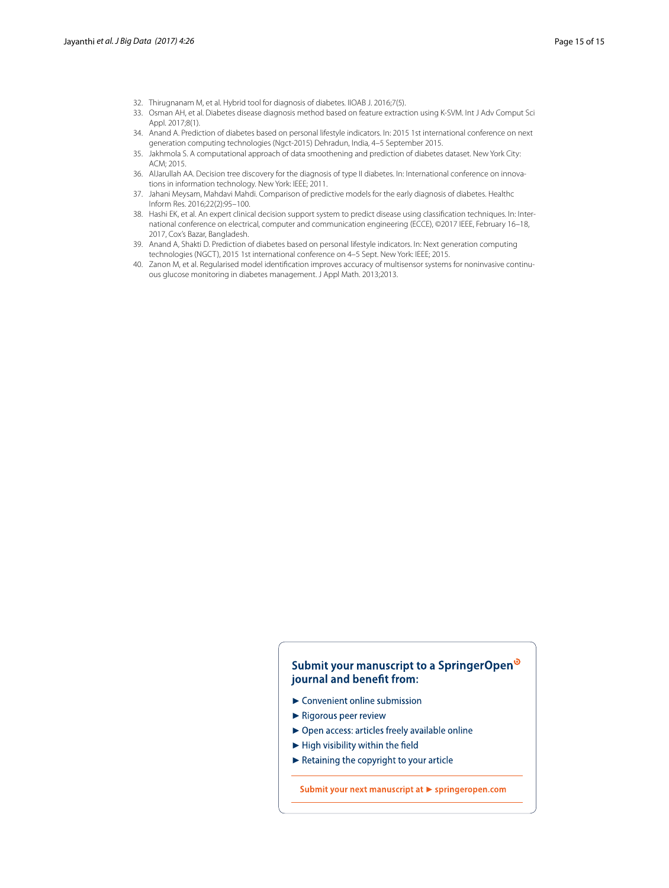32. Thirugnanam M, et al. Hybrid tool for diagnosis of diabetes. IIOAB J. 2016;7(5).
33. Osman AH, et al. Diabetes disease diagnosis method based on feature extraction using K-SVM. Int J Adv Comput Sci Appl. 2017;8(1).
34. Anand A. Prediction of diabetes based on personal lifestyle indicators. In: 2015 1st international conference on next generation computing technologies (Ngct-2015) Dehradun, India, 4–5 September 2015.
35. Jakhmola S. A computational approach of data smoothening and prediction of diabetes dataset. New York City: ACM; 2015.
36. AlJarullah AA. Decision tree discovery for the diagnosis of type II diabetes. In: International conference on innovations in information technology. New York: IEEE; 2011.
37. Jahani Meysam, Mahdavi Mahdi. Comparison of predictive models for the early diagnosis of diabetes. Healthc Inform Res. 2016;22(2):95–100.
38. Hashi EK, et al. An expert clinical decision support system to predict disease using classification techniques. In: International conference on electrical, computer and communication engineering (ECCE), ©2017 IEEE, February 16–18, 2017, Cox's Bazar, Bangladesh.
39. Anand A, Shakti D. Prediction of diabetes based on personal lifestyle indicators. In: Next generation computing technologies (NGCT), 2015 1st international conference on 4–5 Sept. New York: IEEE; 2015.
40. Zanon M, et al. Regularised model identification improves accuracy of multisensor systems for noninvasive continuous glucose monitoring in diabetes management. J Appl Math. 2013;2013.

**Submit your manuscript to a SpringerOpen journal and benefit from:**

- ► Convenient online submission
- ► Rigorous peer review
- ► Open access: articles freely available online
- ► High visibility within the field
- ► Retaining the copyright to your article

**Submit your next manuscript at ► springeropen.com**